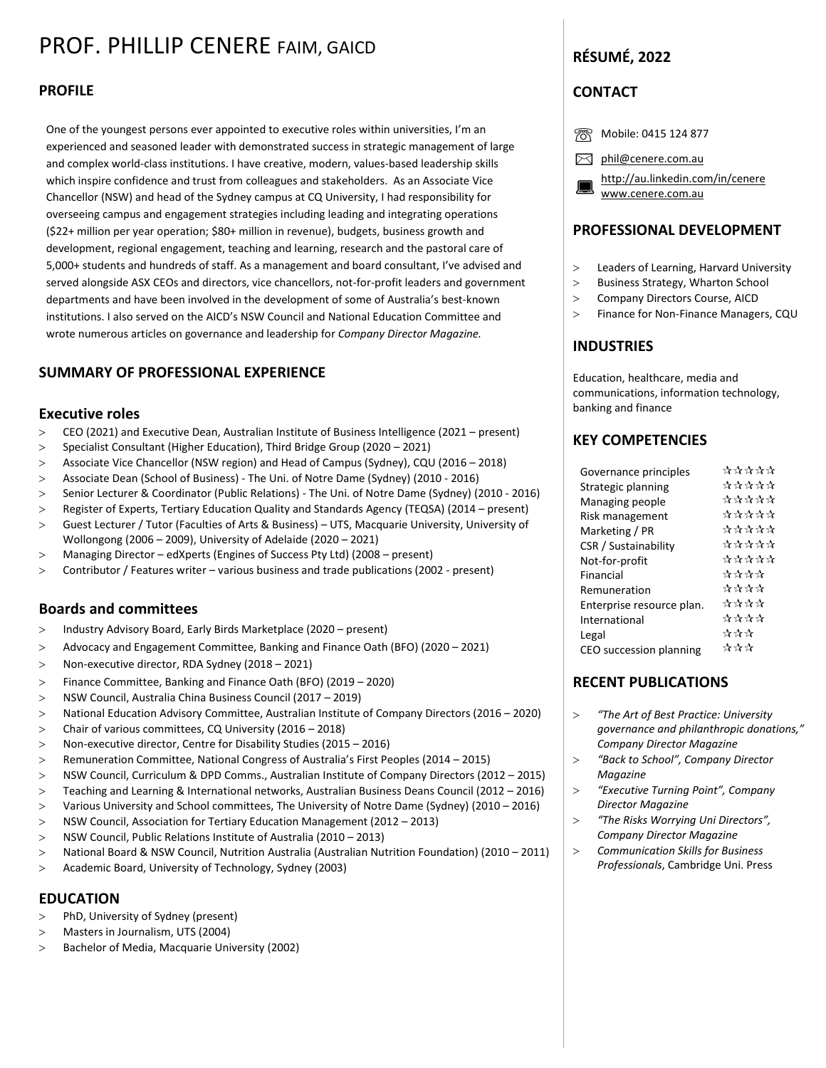# PROF. PHILLIP CENERE FAIM, GAICD

## PROFILE

One of the youngest persons ever appointed to executive roles within universities, I'm an experienced and seasoned leader with demonstrated success in strategic management of large and complex world-class institutions. I have creative, modern, values-based leadership skills which inspire confidence and trust from colleagues and stakeholders. As an Associate Vice Chancellor (NSW) and head of the Sydney campus at CQ University, I had responsibility for overseeing campus and engagement strategies including leading and integrating operations ($22+ million per year operation; $80+ million in revenue), budgets, business growth and development, regional engagement, teaching and learning, research and the pastoral care of 5,000+ students and hundreds of staff. As a management and board consultant, I've advised and served alongside ASX CEOs and directors, vice chancellors, not-for-profit leaders and government departments and have been involved in the development of some of Australia's best-known institutions. I also served on the AICD's NSW Council and National Education Committee and wrote numerous articles on governance and leadership for *Company Director Magazine.*

## SUMMARY OF PROFESSIONAL EXPERIENCE

### Executive roles

- CEO (2021) and Executive Dean, Australian Institute of Business Intelligence (2021 – present)
- Specialist Consultant (Higher Education), Third Bridge Group (2020 – 2021)
- Associate Vice Chancellor (NSW region) and Head of Campus (Sydney), CQU (2016 – 2018)
- Associate Dean (School of Business) - The Uni. of Notre Dame (Sydney) (2010 - 2016)
- Senior Lecturer & Coordinator (Public Relations) - The Uni. of Notre Dame (Sydney) (2010 - 2016)
- Register of Experts, Tertiary Education Quality and Standards Agency (TEQSA) (2014 – present)
- Guest Lecturer / Tutor (Faculties of Arts & Business) – UTS, Macquarie University, University of Wollongong (2006 – 2009), University of Adelaide (2020 – 2021)
- Managing Director – edXperts (Engines of Success Pty Ltd) (2008 – present)
- Contributor / Features writer – various business and trade publications (2002 - present)

### Boards and committees

- Industry Advisory Board, Early Birds Marketplace (2020 – present)
- Advocacy and Engagement Committee, Banking and Finance Oath (BFO) (2020 – 2021)
- Non-executive director, RDA Sydney (2018 – 2021)
- Finance Committee, Banking and Finance Oath (BFO) (2019 – 2020)
- NSW Council, Australia China Business Council (2017 – 2019)
- National Education Advisory Committee, Australian Institute of Company Directors (2016 – 2020)
- Chair of various committees, CQ University (2016 – 2018)
- Non-executive director, Centre for Disability Studies (2015 – 2016)
- Remuneration Committee, National Congress of Australia's First Peoples (2014 – 2015)
- NSW Council, Curriculum & DPD Comms., Australian Institute of Company Directors (2012 – 2015)
- Teaching and Learning & International networks, Australian Business Deans Council (2012 – 2016)
- Various University and School committees, The University of Notre Dame (Sydney) (2010 – 2016)
- NSW Council, Association for Tertiary Education Management (2012 – 2013)
- NSW Council, Public Relations Institute of Australia (2010 – 2013)
- National Board & NSW Council, Nutrition Australia (Australian Nutrition Foundation) (2010 – 2011)
- Academic Board, University of Technology, Sydney (2003)

## EDUCATION

- PhD, University of Sydney (present)
- Masters in Journalism, UTS (2004)
- Bachelor of Media, Macquarie University (2002)

## RÉSUMÉ, 2022

## CONTACT

- Mobile: 0415 124 877
- phil@cenere.com.au
- http://au.linkedin.com/in/cenere
- www.cenere.com.au

## PROFESSIONAL DEVELOPMENT

- Leaders of Learning, Harvard University
- Business Strategy, Wharton School
- Company Directors Course, AICD
- Finance for Non-Finance Managers, CQU

## INDUSTRIES

Education, healthcare, media and communications, information technology, banking and finance

## KEY COMPETENCIES

| Competency | Rating |
|---|---|
| Governance principles | ☆☆☆☆☆ |
| Strategic planning | ☆☆☆☆☆ |
| Managing people | ☆☆☆☆☆ |
| Risk management | ☆☆☆☆☆ |
| Marketing / PR | ☆☆☆☆☆ |
| CSR / Sustainability | ☆☆☆☆☆ |
| Not-for-profit | ☆☆☆☆☆ |
| Financial | ☆☆☆☆ |
| Remuneration | ☆☆☆☆ |
| Enterprise resource plan. | ☆☆☆☆ |
| International | ☆☆☆☆ |
| Legal | ☆☆☆ |
| CEO succession planning | ☆☆☆ |

## RECENT PUBLICATIONS

- *"The Art of Best Practice: University governance and philanthropic donations," Company Director Magazine*
- *"Back to School", Company Director Magazine*
- *"Executive Turning Point", Company Director Magazine*
- *"The Risks Worrying Uni Directors", Company Director Magazine*
- *Communication Skills for Business Professionals*, Cambridge Uni. Press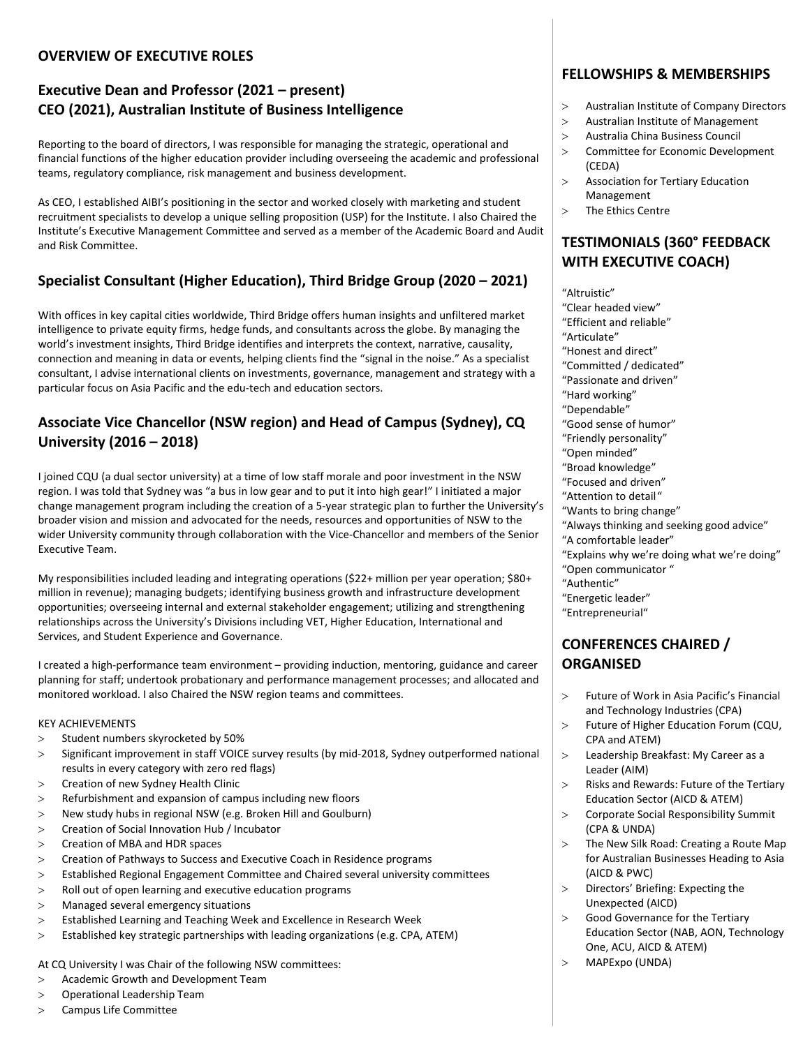## OVERVIEW OF EXECUTIVE ROLES

### Executive Dean and Professor (2021 – present)
### CEO (2021), Australian Institute of Business Intelligence

Reporting to the board of directors, I was responsible for managing the strategic, operational and financial functions of the higher education provider including overseeing the academic and professional teams, regulatory compliance, risk management and business development.

As CEO, I established AIBI's positioning in the sector and worked closely with marketing and student recruitment specialists to develop a unique selling proposition (USP) for the Institute. I also Chaired the Institute's Executive Management Committee and served as a member of the Academic Board and Audit and Risk Committee.

### Specialist Consultant (Higher Education), Third Bridge Group (2020 – 2021)

With offices in key capital cities worldwide, Third Bridge offers human insights and unfiltered market intelligence to private equity firms, hedge funds, and consultants across the globe. By managing the world's investment insights, Third Bridge identifies and interprets the context, narrative, causality, connection and meaning in data or events, helping clients find the "signal in the noise." As a specialist consultant, I advise international clients on investments, governance, management and strategy with a particular focus on Asia Pacific and the edu-tech and education sectors.

### Associate Vice Chancellor (NSW region) and Head of Campus (Sydney), CQ University (2016 – 2018)

I joined CQU (a dual sector university) at a time of low staff morale and poor investment in the NSW region. I was told that Sydney was "a bus in low gear and to put it into high gear!" I initiated a major change management program including the creation of a 5-year strategic plan to further the University's broader vision and mission and advocated for the needs, resources and opportunities of NSW to the wider University community through collaboration with the Vice-Chancellor and members of the Senior Executive Team.

My responsibilities included leading and integrating operations ($22+ million per year operation; $80+ million in revenue); managing budgets; identifying business growth and infrastructure development opportunities; overseeing internal and external stakeholder engagement; utilizing and strengthening relationships across the University's Divisions including VET, Higher Education, International and Services, and Student Experience and Governance.

I created a high-performance team environment – providing induction, mentoring, guidance and career planning for staff; undertook probationary and performance management processes; and allocated and monitored workload. I also Chaired the NSW region teams and committees.

KEY ACHIEVEMENTS

> Student numbers skyrocketed by 50%
> Significant improvement in staff VOICE survey results (by mid-2018, Sydney outperformed national results in every category with zero red flags)
> Creation of new Sydney Health Clinic
> Refurbishment and expansion of campus including new floors
> New study hubs in regional NSW (e.g. Broken Hill and Goulburn)
> Creation of Social Innovation Hub / Incubator
> Creation of MBA and HDR spaces
> Creation of Pathways to Success and Executive Coach in Residence programs
> Established Regional Engagement Committee and Chaired several university committees
> Roll out of open learning and executive education programs
> Managed several emergency situations
> Established Learning and Teaching Week and Excellence in Research Week
> Established key strategic partnerships with leading organizations (e.g. CPA, ATEM)

At CQ University I was Chair of the following NSW committees:

> Academic Growth and Development Team
> Operational Leadership Team
> Campus Life Committee

## FELLOWSHIPS & MEMBERSHIPS

> Australian Institute of Company Directors
> Australian Institute of Management
> Australia China Business Council
> Committee for Economic Development (CEDA)
> Association for Tertiary Education Management
> The Ethics Centre

## TESTIMONIALS (360° FEEDBACK WITH EXECUTIVE COACH)

"Altruistic"
"Clear headed view"
"Efficient and reliable"
"Articulate"
"Honest and direct"
"Committed / dedicated"
"Passionate and driven"
"Hard working"
"Dependable"
"Good sense of humor"
"Friendly personality"
"Open minded"
"Broad knowledge"
"Focused and driven"
"Attention to detail"
"Wants to bring change"
"Always thinking and seeking good advice"
"A comfortable leader"
"Explains why we're doing what we're doing"
"Open communicator "
"Authentic"
"Energetic leader"
"Entrepreneurial"

## CONFERENCES CHAIRED / ORGANISED

> Future of Work in Asia Pacific's Financial and Technology Industries (CPA)
> Future of Higher Education Forum (CQU, CPA and ATEM)
> Leadership Breakfast: My Career as a Leader (AIM)
> Risks and Rewards: Future of the Tertiary Education Sector (AICD & ATEM)
> Corporate Social Responsibility Summit (CPA & UNDA)
> The New Silk Road: Creating a Route Map for Australian Businesses Heading to Asia (AICD & PWC)
> Directors' Briefing: Expecting the Unexpected (AICD)
> Good Governance for the Tertiary Education Sector (NAB, AON, Technology One, ACU, AICD & ATEM)
> MAPExpo (UNDA)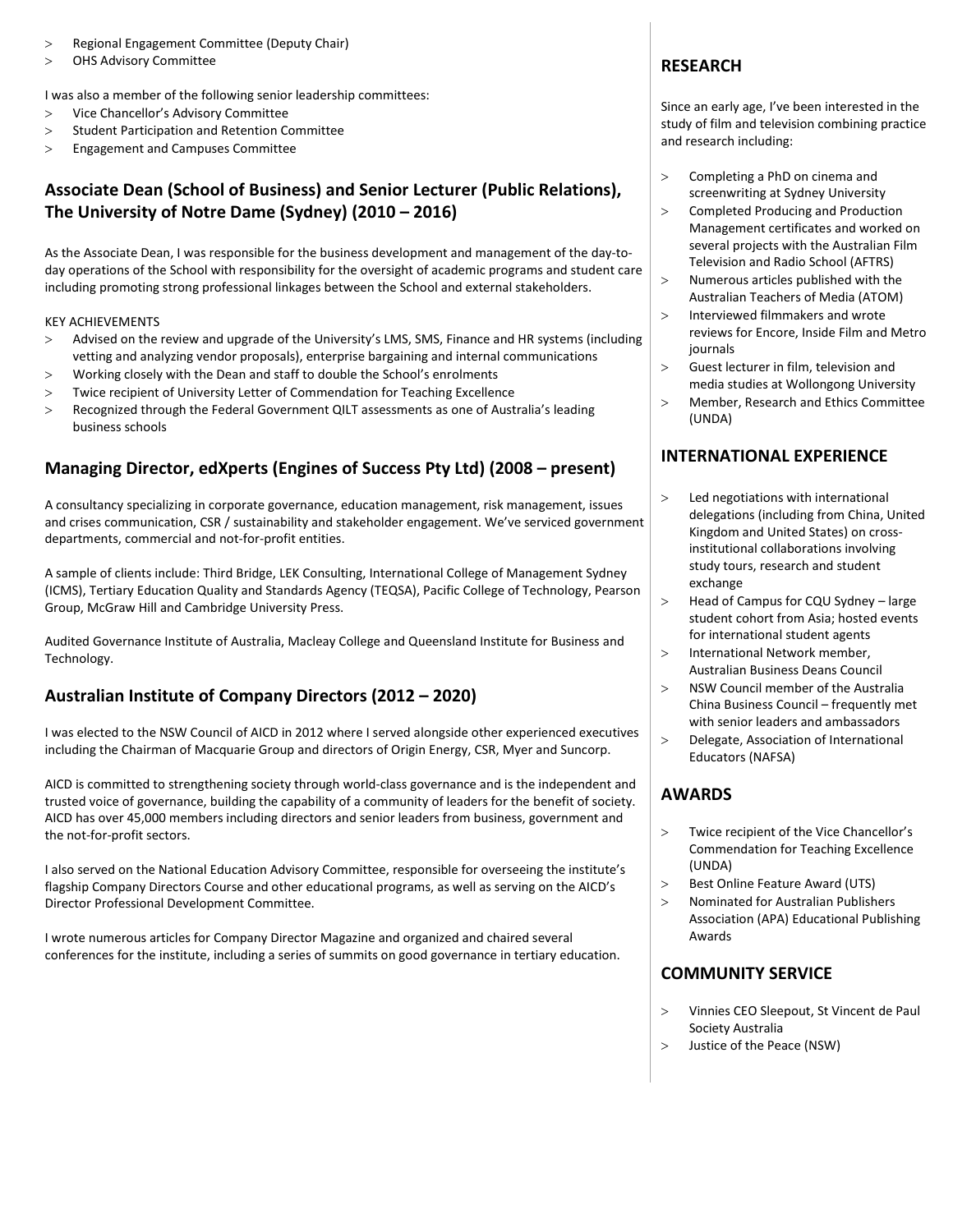- Regional Engagement Committee (Deputy Chair)
- OHS Advisory Committee

I was also a member of the following senior leadership committees:

- Vice Chancellor's Advisory Committee
- Student Participation and Retention Committee
- Engagement and Campuses Committee

### Associate Dean (School of Business) and Senior Lecturer (Public Relations), The University of Notre Dame (Sydney) (2010 – 2016)

As the Associate Dean, I was responsible for the business development and management of the day-to-day operations of the School with responsibility for the oversight of academic programs and student care including promoting strong professional linkages between the School and external stakeholders.

KEY ACHIEVEMENTS

- Advised on the review and upgrade of the University's LMS, SMS, Finance and HR systems (including vetting and analyzing vendor proposals), enterprise bargaining and internal communications
- Working closely with the Dean and staff to double the School's enrolments
- Twice recipient of University Letter of Commendation for Teaching Excellence
- Recognized through the Federal Government QILT assessments as one of Australia's leading business schools

### Managing Director, edXperts (Engines of Success Pty Ltd) (2008 – present)

A consultancy specializing in corporate governance, education management, risk management, issues and crises communication, CSR / sustainability and stakeholder engagement. We've serviced government departments, commercial and not-for-profit entities.

A sample of clients include: Third Bridge, LEK Consulting, International College of Management Sydney (ICMS), Tertiary Education Quality and Standards Agency (TEQSA), Pacific College of Technology, Pearson Group, McGraw Hill and Cambridge University Press.

Audited Governance Institute of Australia, Macleay College and Queensland Institute for Business and Technology.

### Australian Institute of Company Directors (2012 – 2020)

I was elected to the NSW Council of AICD in 2012 where I served alongside other experienced executives including the Chairman of Macquarie Group and directors of Origin Energy, CSR, Myer and Suncorp.

AICD is committed to strengthening society through world-class governance and is the independent and trusted voice of governance, building the capability of a community of leaders for the benefit of society. AICD has over 45,000 members including directors and senior leaders from business, government and the not-for-profit sectors.

I also served on the National Education Advisory Committee, responsible for overseeing the institute's flagship Company Directors Course and other educational programs, as well as serving on the AICD's Director Professional Development Committee.

I wrote numerous articles for Company Director Magazine and organized and chaired several conferences for the institute, including a series of summits on good governance in tertiary education.

## RESEARCH

Since an early age, I've been interested in the study of film and television combining practice and research including:

- Completing a PhD on cinema and screenwriting at Sydney University
- Completed Producing and Production Management certificates and worked on several projects with the Australian Film Television and Radio School (AFTRS)
- Numerous articles published with the Australian Teachers of Media (ATOM)
- Interviewed filmmakers and wrote reviews for Encore, Inside Film and Metro journals
- Guest lecturer in film, television and media studies at Wollongong University
- Member, Research and Ethics Committee (UNDA)

## INTERNATIONAL EXPERIENCE

- Led negotiations with international delegations (including from China, United Kingdom and United States) on cross-institutional collaborations involving study tours, research and student exchange
- Head of Campus for CQU Sydney – large student cohort from Asia; hosted events for international student agents
- International Network member, Australian Business Deans Council
- NSW Council member of the Australia China Business Council – frequently met with senior leaders and ambassadors
- Delegate, Association of International Educators (NAFSA)

## AWARDS

- Twice recipient of the Vice Chancellor's Commendation for Teaching Excellence (UNDA)
- Best Online Feature Award (UTS)
- Nominated for Australian Publishers Association (APA) Educational Publishing Awards

## COMMUNITY SERVICE

- Vinnies CEO Sleepout, St Vincent de Paul Society Australia
- Justice of the Peace (NSW)